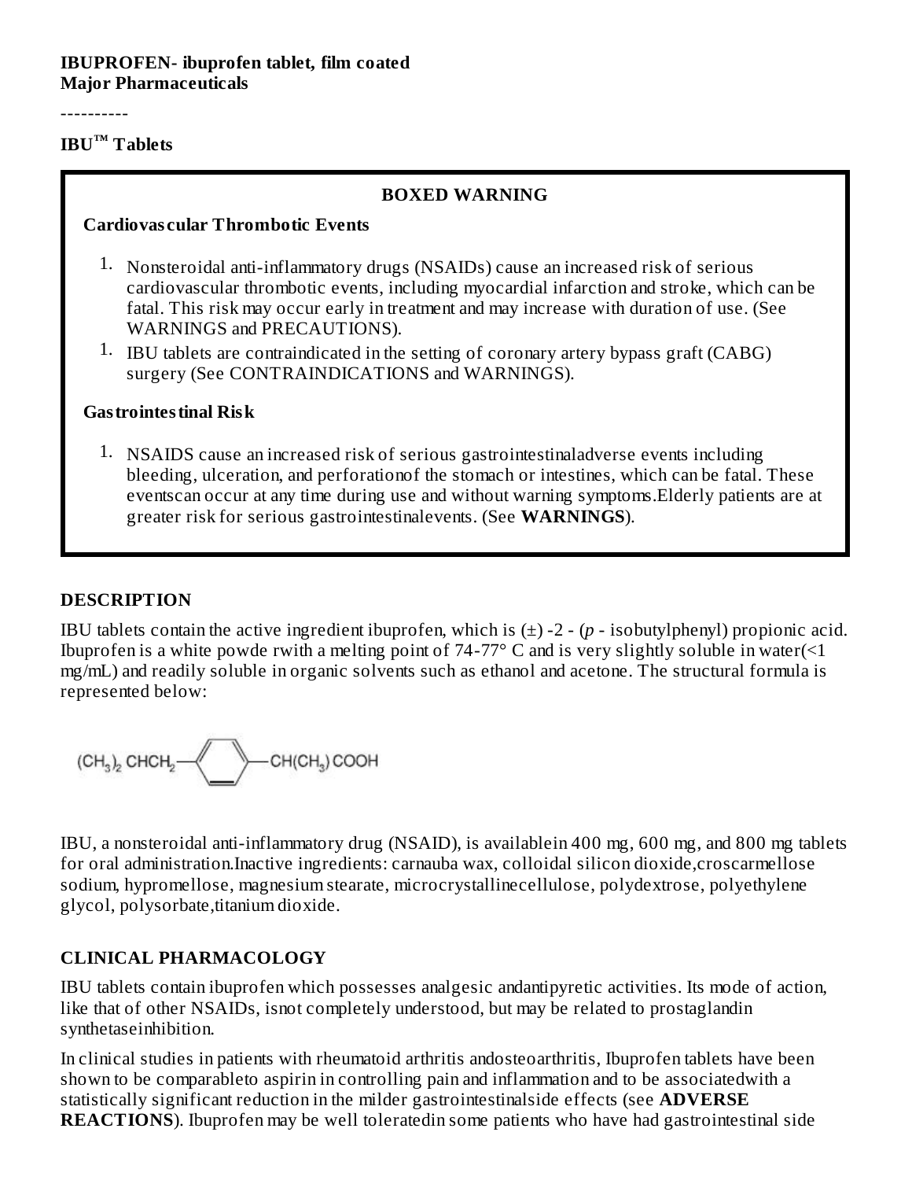**IBUPROFEN- ibuprofen tablet, film coated**
**Major Pharmaceuticals**

----------

**IBU™ Tablets**

**BOXED WARNING**

**Cardiovascular Thrombotic Events**

1. Nonsteroidal anti-inflammatory drugs (NSAIDs) cause an increased risk of serious cardiovascular thrombotic events, including myocardial infarction and stroke, which can be fatal. This risk may occur early in treatment and may increase with duration of use. (See WARNINGS and PRECAUTIONS).
1. IBU tablets are contraindicated in the setting of coronary artery bypass graft (CABG) surgery (See CONTRAINDICATIONS and WARNINGS).

**Gastrointestinal Risk**

1. NSAIDS cause an increased risk of serious gastrointestinaladverse events including bleeding, ulceration, and perforationof the stomach or intestines, which can be fatal. These eventscan occur at any time during use and without warning symptoms.Elderly patients are at greater risk for serious gastrointestinalevents. (See **WARNINGS**).

**DESCRIPTION**

IBU tablets contain the active ingredient ibuprofen, which is (±) -2 - (*p* - isobutylphenyl) propionic acid. Ibuprofen is a white powde rwith a melting point of 74-77° C and is very slightly soluble in water(<1 mg/mL) and readily soluble in organic solvents such as ethanol and acetone. The structural formula is represented below:

$(CH_3)_2\,CHCH_2$—⟨benzene ring⟩—$CH(CH_3)\,COOH$

IBU, a nonsteroidal anti-inflammatory drug (NSAID), is availablein 400 mg, 600 mg, and 800 mg tablets for oral administration.Inactive ingredients: carnauba wax, colloidal silicon dioxide,croscarmellose sodium, hypromellose, magnesium stearate, microcrystallinecellulose, polydextrose, polyethylene glycol, polysorbate,titanium dioxide.

**CLINICAL PHARMACOLOGY**

IBU tablets contain ibuprofen which possesses analgesic andantipyretic activities. Its mode of action, like that of other NSAIDs, isnot completely understood, but may be related to prostaglandin synthetaseinhibition.

In clinical studies in patients with rheumatoid arthritis andosteoarthritis, Ibuprofen tablets have been shown to be comparableto aspirin in controlling pain and inflammation and to be associatedwith a statistically significant reduction in the milder gastrointestinalside effects (see **ADVERSE REACTIONS**). Ibuprofen may be well toleratedin some patients who have had gastrointestinal side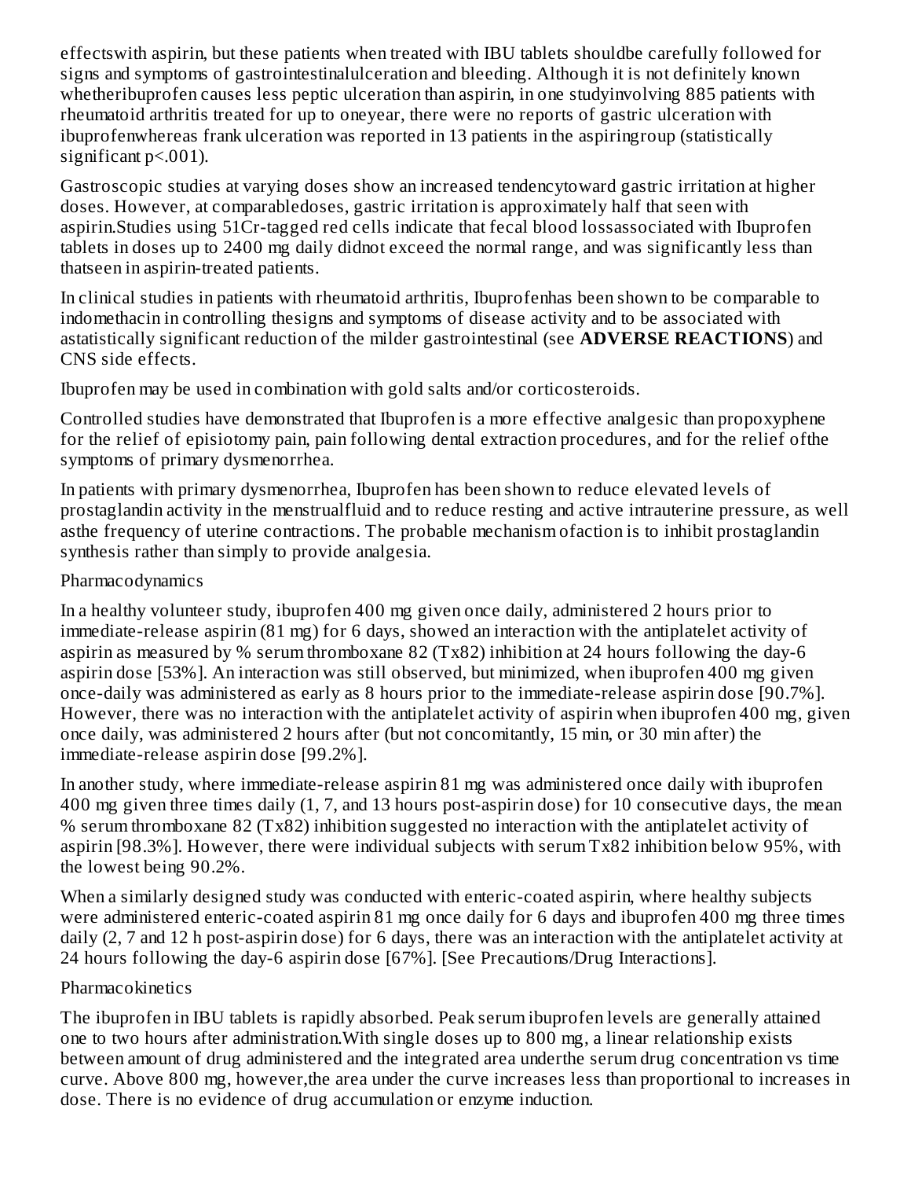effectswith aspirin, but these patients when treated with IBU tablets shouldbe carefully followed for signs and symptoms of gastrointestinalulceration and bleeding. Although it is not definitely known whetheribuprofen causes less peptic ulceration than aspirin, in one studyinvolving 885 patients with rheumatoid arthritis treated for up to oneyear, there were no reports of gastric ulceration with ibuprofenwhereas frank ulceration was reported in 13 patients in the aspiringroup (statistically significant $p<.001$).

Gastroscopic studies at varying doses show an increased tendencytoward gastric irritation at higher doses. However, at comparabledoses, gastric irritation is approximately half that seen with aspirin.Studies using 51Cr-tagged red cells indicate that fecal blood lossassociated with Ibuprofen tablets in doses up to 2400 mg daily didnot exceed the normal range, and was significantly less than thatseen in aspirin-treated patients.

In clinical studies in patients with rheumatoid arthritis, Ibuprofenhas been shown to be comparable to indomethacin in controlling thesigns and symptoms of disease activity and to be associated with astatistically significant reduction of the milder gastrointestinal (see **ADVERSE REACTIONS**) and CNS side effects.

Ibuprofen may be used in combination with gold salts and/or corticosteroids.

Controlled studies have demonstrated that Ibuprofen is a more effective analgesic than propoxyphene for the relief of episiotomy pain, pain following dental extraction procedures, and for the relief ofthe symptoms of primary dysmenorrhea.

In patients with primary dysmenorrhea, Ibuprofen has been shown to reduce elevated levels of prostaglandin activity in the menstrualfluid and to reduce resting and active intrauterine pressure, as well asthe frequency of uterine contractions. The probable mechanism ofaction is to inhibit prostaglandin synthesis rather than simply to provide analgesia.

Pharmacodynamics

In a healthy volunteer study, ibuprofen 400 mg given once daily, administered 2 hours prior to immediate-release aspirin (81 mg) for 6 days, showed an interaction with the antiplatelet activity of aspirin as measured by % serum thromboxane 82 (Tx82) inhibition at 24 hours following the day-6 aspirin dose [53%]. An interaction was still observed, but minimized, when ibuprofen 400 mg given once-daily was administered as early as 8 hours prior to the immediate-release aspirin dose [90.7%]. However, there was no interaction with the antiplatelet activity of aspirin when ibuprofen 400 mg, given once daily, was administered 2 hours after (but not concomitantly, 15 min, or 30 min after) the immediate-release aspirin dose [99.2%].

In another study, where immediate-release aspirin 81 mg was administered once daily with ibuprofen 400 mg given three times daily (1, 7, and 13 hours post-aspirin dose) for 10 consecutive days, the mean % serum thromboxane 82 (Tx82) inhibition suggested no interaction with the antiplatelet activity of aspirin [98.3%]. However, there were individual subjects with serum Tx82 inhibition below 95%, with the lowest being 90.2%.

When a similarly designed study was conducted with enteric-coated aspirin, where healthy subjects were administered enteric-coated aspirin 81 mg once daily for 6 days and ibuprofen 400 mg three times daily (2, 7 and 12 h post-aspirin dose) for 6 days, there was an interaction with the antiplatelet activity at 24 hours following the day-6 aspirin dose [67%]. [See Precautions/Drug Interactions].

Pharmacokinetics

The ibuprofen in IBU tablets is rapidly absorbed. Peak serum ibuprofen levels are generally attained one to two hours after administration.With single doses up to 800 mg, a linear relationship exists between amount of drug administered and the integrated area underthe serum drug concentration vs time curve. Above 800 mg, however,the area under the curve increases less than proportional to increases in dose. There is no evidence of drug accumulation or enzyme induction.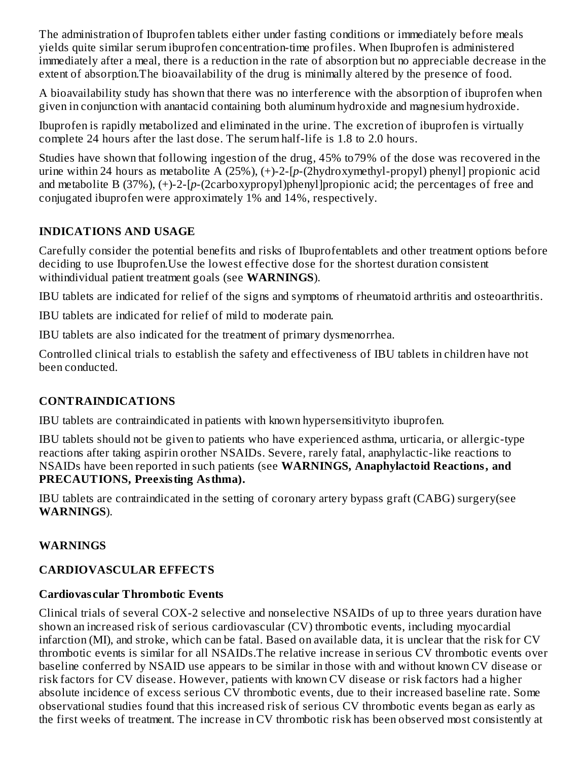The administration of Ibuprofen tablets either under fasting conditions or immediately before meals yields quite similar serum ibuprofen concentration-time profiles. When Ibuprofen is administered immediately after a meal, there is a reduction in the rate of absorption but no appreciable decrease in the extent of absorption.The bioavailability of the drug is minimally altered by the presence of food.

A bioavailability study has shown that there was no interference with the absorption of ibuprofen when given in conjunction with anantacid containing both aluminum hydroxide and magnesium hydroxide.

Ibuprofen is rapidly metabolized and eliminated in the urine. The excretion of ibuprofen is virtually complete 24 hours after the last dose. The serum half-life is 1.8 to 2.0 hours.

Studies have shown that following ingestion of the drug, 45% to79% of the dose was recovered in the urine within 24 hours as metabolite A (25%), (+)-2-[*p*-(2hydroxymethyl-propyl) phenyl] propionic acid and metabolite B (37%), (+)-2-[*p*-(2carboxypropyl)phenyl]propionic acid; the percentages of free and conjugated ibuprofen were approximately 1% and 14%, respectively.

## INDICATIONS AND USAGE

Carefully consider the potential benefits and risks of Ibuprofentablets and other treatment options before deciding to use Ibuprofen.Use the lowest effective dose for the shortest duration consistent withindividual patient treatment goals (see **WARNINGS**).

IBU tablets are indicated for relief of the signs and symptoms of rheumatoid arthritis and osteoarthritis.

IBU tablets are indicated for relief of mild to moderate pain.

IBU tablets are also indicated for the treatment of primary dysmenorrhea.

Controlled clinical trials to establish the safety and effectiveness of IBU tablets in children have not been conducted.

## CONTRAINDICATIONS

IBU tablets are contraindicated in patients with known hypersensitivityto ibuprofen.

IBU tablets should not be given to patients who have experienced asthma, urticaria, or allergic-type reactions after taking aspirin orother NSAIDs. Severe, rarely fatal, anaphylactic-like reactions to NSAIDs have been reported in such patients (see **WARNINGS, Anaphylactoid Reactions, and PRECAUTIONS, Preexisting Asthma).**

IBU tablets are contraindicated in the setting of coronary artery bypass graft (CABG) surgery(see **WARNINGS**).

## WARNINGS

### CARDIOVASCULAR EFFECTS

#### Cardiovascular Thrombotic Events

Clinical trials of several COX-2 selective and nonselective NSAIDs of up to three years duration have shown an increased risk of serious cardiovascular (CV) thrombotic events, including myocardial infarction (MI), and stroke, which can be fatal. Based on available data, it is unclear that the risk for CV thrombotic events is similar for all NSAIDs.The relative increase in serious CV thrombotic events over baseline conferred by NSAID use appears to be similar in those with and without known CV disease or risk factors for CV disease. However, patients with known CV disease or risk factors had a higher absolute incidence of excess serious CV thrombotic events, due to their increased baseline rate. Some observational studies found that this increased risk of serious CV thrombotic events began as early as the first weeks of treatment. The increase in CV thrombotic risk has been observed most consistently at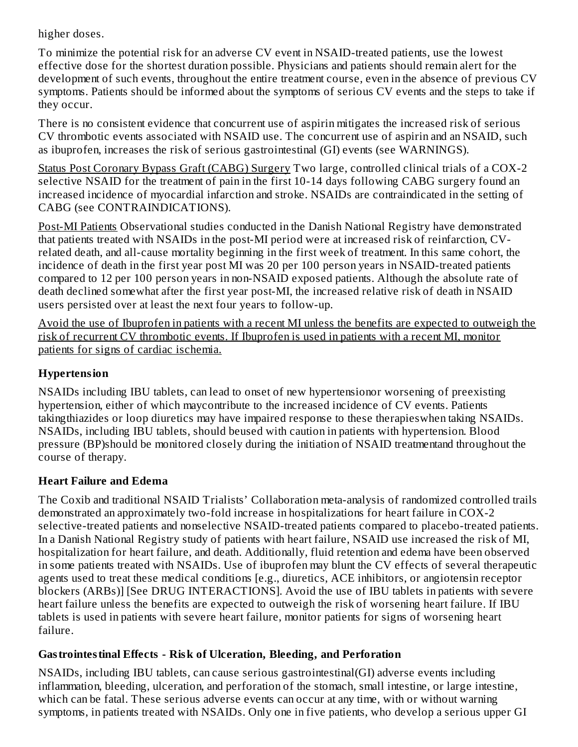higher doses.

To minimize the potential risk for an adverse CV event in NSAID-treated patients, use the lowest effective dose for the shortest duration possible. Physicians and patients should remain alert for the development of such events, throughout the entire treatment course, even in the absence of previous CV symptoms. Patients should be informed about the symptoms of serious CV events and the steps to take if they occur.

There is no consistent evidence that concurrent use of aspirin mitigates the increased risk of serious CV thrombotic events associated with NSAID use. The concurrent use of aspirin and an NSAID, such as ibuprofen, increases the risk of serious gastrointestinal (GI) events (see WARNINGS).

Status Post Coronary Bypass Graft (CABG) Surgery Two large, controlled clinical trials of a COX-2 selective NSAID for the treatment of pain in the first 10-14 days following CABG surgery found an increased incidence of myocardial infarction and stroke. NSAIDs are contraindicated in the setting of CABG (see CONTRAINDICATIONS).

Post-MI Patients Observational studies conducted in the Danish National Registry have demonstrated that patients treated with NSAIDs in the post-MI period were at increased risk of reinfarction, CV-related death, and all-cause mortality beginning in the first week of treatment. In this same cohort, the incidence of death in the first year post MI was 20 per 100 person years in NSAID-treated patients compared to 12 per 100 person years in non-NSAID exposed patients. Although the absolute rate of death declined somewhat after the first year post-MI, the increased relative risk of death in NSAID users persisted over at least the next four years to follow-up.

Avoid the use of Ibuprofen in patients with a recent MI unless the benefits are expected to outweigh the risk of recurrent CV thrombotic events. If Ibuprofen is used in patients with a recent MI, monitor patients for signs of cardiac ischemia.

**Hypertension**

NSAIDs including IBU tablets, can lead to onset of new hypertensionor worsening of preexisting hypertension, either of which maycontribute to the increased incidence of CV events. Patients takingthiazides or loop diuretics may have impaired response to these therapieswhen taking NSAIDs. NSAIDs, including IBU tablets, should beused with caution in patients with hypertension. Blood pressure (BP)should be monitored closely during the initiation of NSAID treatmentand throughout the course of therapy.

**Heart Failure and Edema**

The Coxib and traditional NSAID Trialists' Collaboration meta-analysis of randomized controlled trails demonstrated an approximately two-fold increase in hospitalizations for heart failure in COX-2 selective-treated patients and nonselective NSAID-treated patients compared to placebo-treated patients. In a Danish National Registry study of patients with heart failure, NSAID use increased the risk of MI, hospitalization for heart failure, and death. Additionally, fluid retention and edema have been observed in some patients treated with NSAIDs. Use of ibuprofen may blunt the CV effects of several therapeutic agents used to treat these medical conditions [e.g., diuretics, ACE inhibitors, or angiotensin receptor blockers (ARBs)] [See DRUG INTERACTIONS]. Avoid the use of IBU tablets in patients with severe heart failure unless the benefits are expected to outweigh the risk of worsening heart failure. If IBU tablets is used in patients with severe heart failure, monitor patients for signs of worsening heart failure.

**Gastrointestinal Effects - Risk of Ulceration, Bleeding, and Perforation**

NSAIDs, including IBU tablets, can cause serious gastrointestinal(GI) adverse events including inflammation, bleeding, ulceration, and perforation of the stomach, small intestine, or large intestine, which can be fatal. These serious adverse events can occur at any time, with or without warning symptoms, in patients treated with NSAIDs. Only one in five patients, who develop a serious upper GI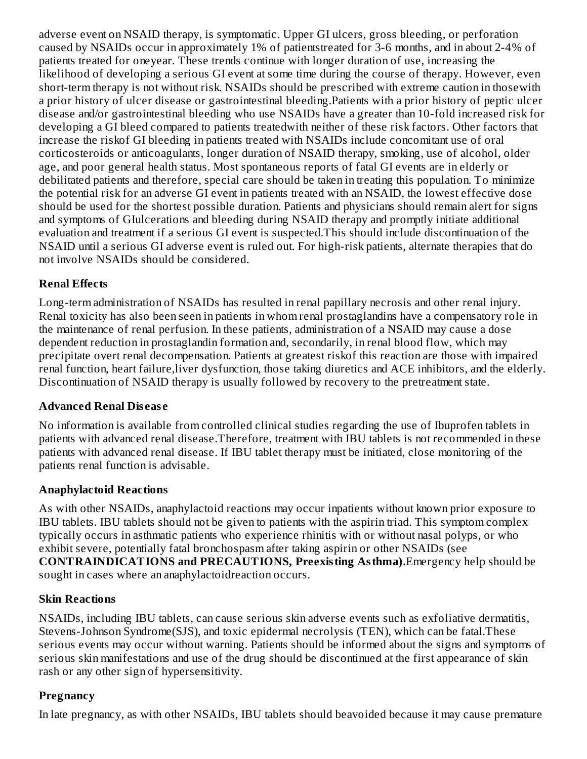adverse event on NSAID therapy, is symptomatic. Upper GI ulcers, gross bleeding, or perforation caused by NSAIDs occur in approximately 1% of patientstreated for 3-6 months, and in about 2-4% of patients treated for oneyear. These trends continue with longer duration of use, increasing the likelihood of developing a serious GI event at some time during the course of therapy. However, even short-term therapy is not without risk. NSAIDs should be prescribed with extreme caution in thosewith a prior history of ulcer disease or gastrointestinal bleeding.Patients with a prior history of peptic ulcer disease and/or gastrointestinal bleeding who use NSAIDs have a greater than 10-fold increased risk for developing a GI bleed compared to patients treatedwith neither of these risk factors. Other factors that increase the riskof GI bleeding in patients treated with NSAIDs include concomitant use of oral corticosteroids or anticoagulants, longer duration of NSAID therapy, smoking, use of alcohol, older age, and poor general health status. Most spontaneous reports of fatal GI events are in elderly or debilitated patients and therefore, special care should be taken in treating this population. To minimize the potential risk for an adverse GI event in patients treated with an NSAID, the lowest effective dose should be used for the shortest possible duration. Patients and physicians should remain alert for signs and symptoms of GIulcerations and bleeding during NSAID therapy and promptly initiate additional evaluation and treatment if a serious GI event is suspected.This should include discontinuation of the NSAID until a serious GI adverse event is ruled out. For high-risk patients, alternate therapies that do not involve NSAIDs should be considered.

### Renal Effects

Long-term administration of NSAIDs has resulted in renal papillary necrosis and other renal injury. Renal toxicity has also been seen in patients in whom renal prostaglandins have a compensatory role in the maintenance of renal perfusion. In these patients, administration of a NSAID may cause a dose dependent reduction in prostaglandin formation and, secondarily, in renal blood flow, which may precipitate overt renal decompensation. Patients at greatest riskof this reaction are those with impaired renal function, heart failure,liver dysfunction, those taking diuretics and ACE inhibitors, and the elderly. Discontinuation of NSAID therapy is usually followed by recovery to the pretreatment state.

### Advanced Renal Disease

No information is available from controlled clinical studies regarding the use of Ibuprofen tablets in patients with advanced renal disease.Therefore, treatment with IBU tablets is not recommended in these patients with advanced renal disease. If IBU tablet therapy must be initiated, close monitoring of the patients renal function is advisable.

### Anaphylactoid Reactions

As with other NSAIDs, anaphylactoid reactions may occur inpatients without known prior exposure to IBU tablets. IBU tablets should not be given to patients with the aspirin triad. This symptom complex typically occurs in asthmatic patients who experience rhinitis with or without nasal polyps, or who exhibit severe, potentially fatal bronchospasm after taking aspirin or other NSAIDs (see **CONTRAINDICATIONS and PRECAUTIONS, Preexisting Asthma).**Emergency help should be sought in cases where an anaphylactoidreaction occurs.

### Skin Reactions

NSAIDs, including IBU tablets, can cause serious skin adverse events such as exfoliative dermatitis, Stevens-Johnson Syndrome(SJS), and toxic epidermal necrolysis (TEN), which can be fatal.These serious events may occur without warning. Patients should be informed about the signs and symptoms of serious skin manifestations and use of the drug should be discontinued at the first appearance of skin rash or any other sign of hypersensitivity.

### Pregnancy

In late pregnancy, as with other NSAIDs, IBU tablets should beavoided because it may cause premature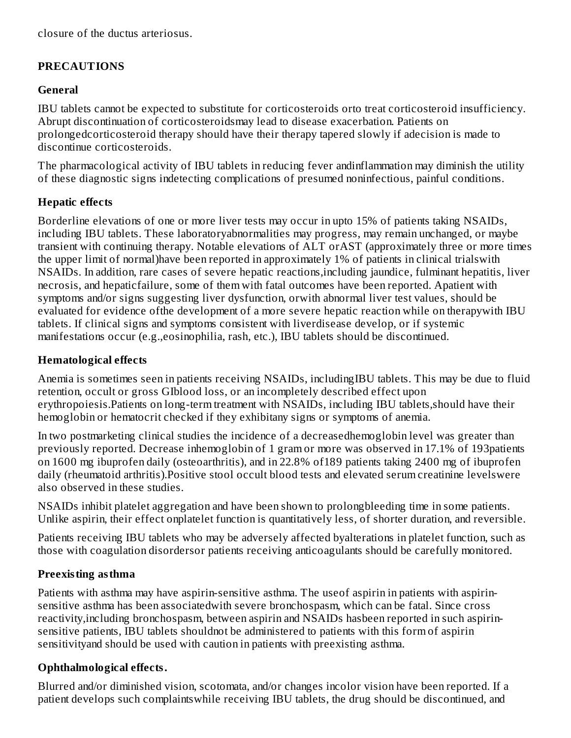closure of the ductus arteriosus.

## PRECAUTIONS

### General

IBU tablets cannot be expected to substitute for corticosteroids orto treat corticosteroid insufficiency. Abrupt discontinuation of corticosteroidsmay lead to disease exacerbation. Patients on prolongedcorticosteroid therapy should have their therapy tapered slowly if adecision is made to discontinue corticosteroids.

The pharmacological activity of IBU tablets in reducing fever andinflammation may diminish the utility of these diagnostic signs indetecting complications of presumed noninfectious, painful conditions.

### Hepatic effects

Borderline elevations of one or more liver tests may occur in upto 15% of patients taking NSAIDs, including IBU tablets. These laboratoryabnormalities may progress, may remain unchanged, or maybe transient with continuing therapy. Notable elevations of ALT orAST (approximately three or more times the upper limit of normal)have been reported in approximately 1% of patients in clinical trialswith NSAIDs. In addition, rare cases of severe hepatic reactions,including jaundice, fulminant hepatitis, liver necrosis, and hepaticfailure, some of them with fatal outcomes have been reported. Apatient with symptoms and/or signs suggesting liver dysfunction, orwith abnormal liver test values, should be evaluated for evidence ofthe development of a more severe hepatic reaction while on therapywith IBU tablets. If clinical signs and symptoms consistent with liverdisease develop, or if systemic manifestations occur (e.g.,eosinophilia, rash, etc.), IBU tablets should be discontinued.

### Hematological effects

Anemia is sometimes seen in patients receiving NSAIDs, includingIBU tablets. This may be due to fluid retention, occult or gross GIblood loss, or an incompletely described effect upon erythropoiesis.Patients on long-term treatment with NSAIDs, including IBU tablets,should have their hemoglobin or hematocrit checked if they exhibitany signs or symptoms of anemia.

In two postmarketing clinical studies the incidence of a decreasedhemoglobin level was greater than previously reported. Decrease inhemoglobin of 1 gram or more was observed in 17.1% of 193patients on 1600 mg ibuprofen daily (osteoarthritis), and in 22.8% of189 patients taking 2400 mg of ibuprofen daily (rheumatoid arthritis).Positive stool occult blood tests and elevated serum creatinine levelswere also observed in these studies.

NSAIDs inhibit platelet aggregation and have been shown to prolongbleeding time in some patients. Unlike aspirin, their effect onplatelet function is quantitatively less, of shorter duration, and reversible.

Patients receiving IBU tablets who may be adversely affected byalterations in platelet function, such as those with coagulation disordersor patients receiving anticoagulants should be carefully monitored.

### Preexisting asthma

Patients with asthma may have aspirin-sensitive asthma. The useof aspirin in patients with aspirin-sensitive asthma has been associatedwith severe bronchospasm, which can be fatal. Since cross reactivity,including bronchospasm, between aspirin and NSAIDs hasbeen reported in such aspirin-sensitive patients, IBU tablets shouldnot be administered to patients with this form of aspirin sensitivityand should be used with caution in patients with preexisting asthma.

### Ophthalmological effects.

Blurred and/or diminished vision, scotomata, and/or changes incolor vision have been reported. If a patient develops such complaintswhile receiving IBU tablets, the drug should be discontinued, and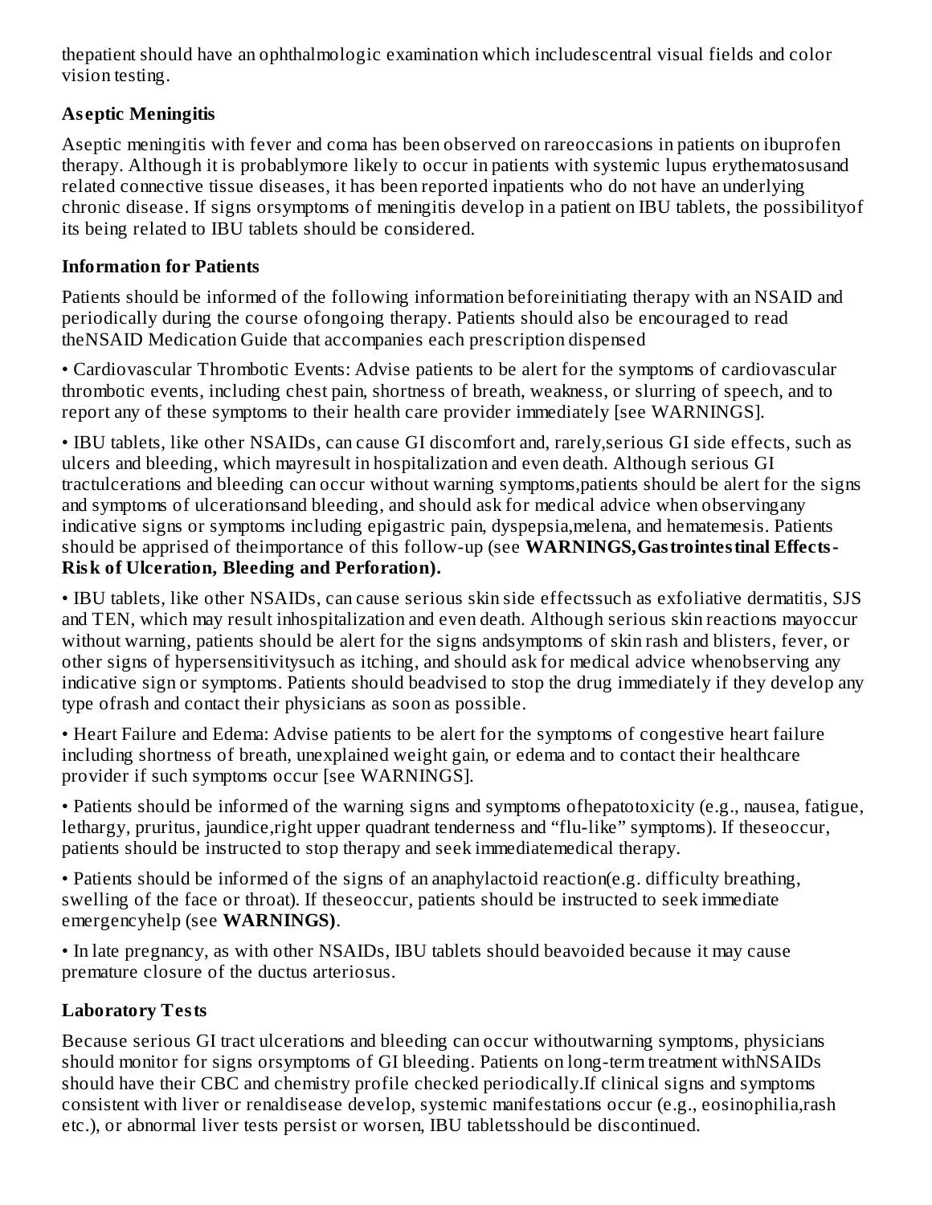thepatient should have an ophthalmologic examination which includescentral visual fields and color vision testing.

### Aseptic Meningitis

Aseptic meningitis with fever and coma has been observed on rareoccasions in patients on ibuprofen therapy. Although it is probablymore likely to occur in patients with systemic lupus erythematosusand related connective tissue diseases, it has been reported inpatients who do not have an underlying chronic disease. If signs orsymptoms of meningitis develop in a patient on IBU tablets, the possibilityof its being related to IBU tablets should be considered.

### Information for Patients

Patients should be informed of the following information beforeinitiating therapy with an NSAID and periodically during the course ofongoing therapy. Patients should also be encouraged to read theNSAID Medication Guide that accompanies each prescription dispensed

• Cardiovascular Thrombotic Events: Advise patients to be alert for the symptoms of cardiovascular thrombotic events, including chest pain, shortness of breath, weakness, or slurring of speech, and to report any of these symptoms to their health care provider immediately [see WARNINGS].

• IBU tablets, like other NSAIDs, can cause GI discomfort and, rarely,serious GI side effects, such as ulcers and bleeding, which mayresult in hospitalization and even death. Although serious GI tractulcerations and bleeding can occur without warning symptoms,patients should be alert for the signs and symptoms of ulcerationsand bleeding, and should ask for medical advice when observingany indicative signs or symptoms including epigastric pain, dyspepsia,melena, and hematemesis. Patients should be apprised of theimportance of this follow-up (see **WARNINGS,Gastrointestinal Effects- Risk of Ulceration, Bleeding and Perforation).**

• IBU tablets, like other NSAIDs, can cause serious skin side effectssuch as exfoliative dermatitis, SJS and TEN, which may result inhospitalization and even death. Although serious skin reactions mayoccur without warning, patients should be alert for the signs andsymptoms of skin rash and blisters, fever, or other signs of hypersensitivitysuch as itching, and should ask for medical advice whenobserving any indicative sign or symptoms. Patients should beadvised to stop the drug immediately if they develop any type ofrash and contact their physicians as soon as possible.

• Heart Failure and Edema: Advise patients to be alert for the symptoms of congestive heart failure including shortness of breath, unexplained weight gain, or edema and to contact their healthcare provider if such symptoms occur [see WARNINGS].

• Patients should be informed of the warning signs and symptoms ofhepatotoxicity (e.g., nausea, fatigue, lethargy, pruritus, jaundice,right upper quadrant tenderness and "flu-like" symptoms). If theseoccur, patients should be instructed to stop therapy and seek immediatemedical therapy.

• Patients should be informed of the signs of an anaphylactoid reaction(e.g. difficulty breathing, swelling of the face or throat). If theseoccur, patients should be instructed to seek immediate emergencyhelp (see **WARNINGS)**.

• In late pregnancy, as with other NSAIDs, IBU tablets should beavoided because it may cause premature closure of the ductus arteriosus.

### Laboratory Tests

Because serious GI tract ulcerations and bleeding can occur withoutwarning symptoms, physicians should monitor for signs orsymptoms of GI bleeding. Patients on long-term treatment withNSAIDs should have their CBC and chemistry profile checked periodically.If clinical signs and symptoms consistent with liver or renaldisease develop, systemic manifestations occur (e.g., eosinophilia,rash etc.), or abnormal liver tests persist or worsen, IBU tabletsshould be discontinued.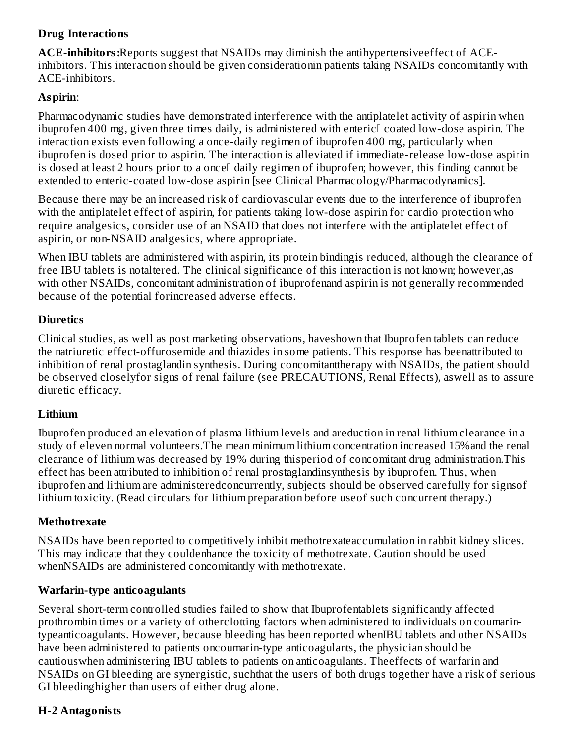## Drug Interactions

**ACE-inhibitors:** Reports suggest that NSAIDs may diminish the antihypertensiveeffect of ACE-inhibitors. This interaction should be given considerationin patients taking NSAIDs concomitantly with ACE-inhibitors.

**Aspirin**:

Pharmacodynamic studies have demonstrated interference with the antiplatelet activity of aspirin when ibuprofen 400 mg, given three times daily, is administered with enteric coated low-dose aspirin. The interaction exists even following a once-daily regimen of ibuprofen 400 mg, particularly when ibuprofen is dosed prior to aspirin. The interaction is alleviated if immediate-release low-dose aspirin is dosed at least 2 hours prior to a once daily regimen of ibuprofen; however, this finding cannot be extended to enteric-coated low-dose aspirin [see Clinical Pharmacology/Pharmacodynamics].

Because there may be an increased risk of cardiovascular events due to the interference of ibuprofen with the antiplatelet effect of aspirin, for patients taking low-dose aspirin for cardio protection who require analgesics, consider use of an NSAID that does not interfere with the antiplatelet effect of aspirin, or non-NSAID analgesics, where appropriate.

When IBU tablets are administered with aspirin, its protein bindingis reduced, although the clearance of free IBU tablets is notaltered. The clinical significance of this interaction is not known; however,as with other NSAIDs, concomitant administration of ibuprofenand aspirin is not generally recommended because of the potential forincreased adverse effects.

**Diuretics**

Clinical studies, as well as post marketing observations, haveshown that Ibuprofen tablets can reduce the natriuretic effect-offurosemide and thiazides in some patients. This response has beenattributed to inhibition of renal prostaglandin synthesis. During concomitanttherapy with NSAIDs, the patient should be observed closelyfor signs of renal failure (see PRECAUTIONS, Renal Effects), aswell as to assure diuretic efficacy.

**Lithium**

Ibuprofen produced an elevation of plasma lithium levels and areduction in renal lithium clearance in a study of eleven normal volunteers.The mean minimum lithium concentration increased 15%and the renal clearance of lithium was decreased by 19% during thisperiod of concomitant drug administration.This effect has been attributed to inhibition of renal prostaglandinsynthesis by ibuprofen. Thus, when ibuprofen and lithium are administeredconcurrently, subjects should be observed carefully for signsof lithium toxicity. (Read circulars for lithium preparation before useof such concurrent therapy.)

**Methotrexate**

NSAIDs have been reported to competitively inhibit methotrexateaccumulation in rabbit kidney slices. This may indicate that they couldenhance the toxicity of methotrexate. Caution should be used whenNSAIDs are administered concomitantly with methotrexate.

**Warfarin-type anticoagulants**

Several short-term controlled studies failed to show that Ibuprofentablets significantly affected prothrombin times or a variety of otherclotting factors when administered to individuals on coumarin-typeanticoagulants. However, because bleeding has been reported whenIBU tablets and other NSAIDs have been administered to patients oncoumarin-type anticoagulants, the physician should be cautiouswhen administering IBU tablets to patients on anticoagulants. Theeffects of warfarin and NSAIDs on GI bleeding are synergistic, suchthat the users of both drugs together have a risk of serious GI bleedinghigher than users of either drug alone.

**H-2 Antagonists**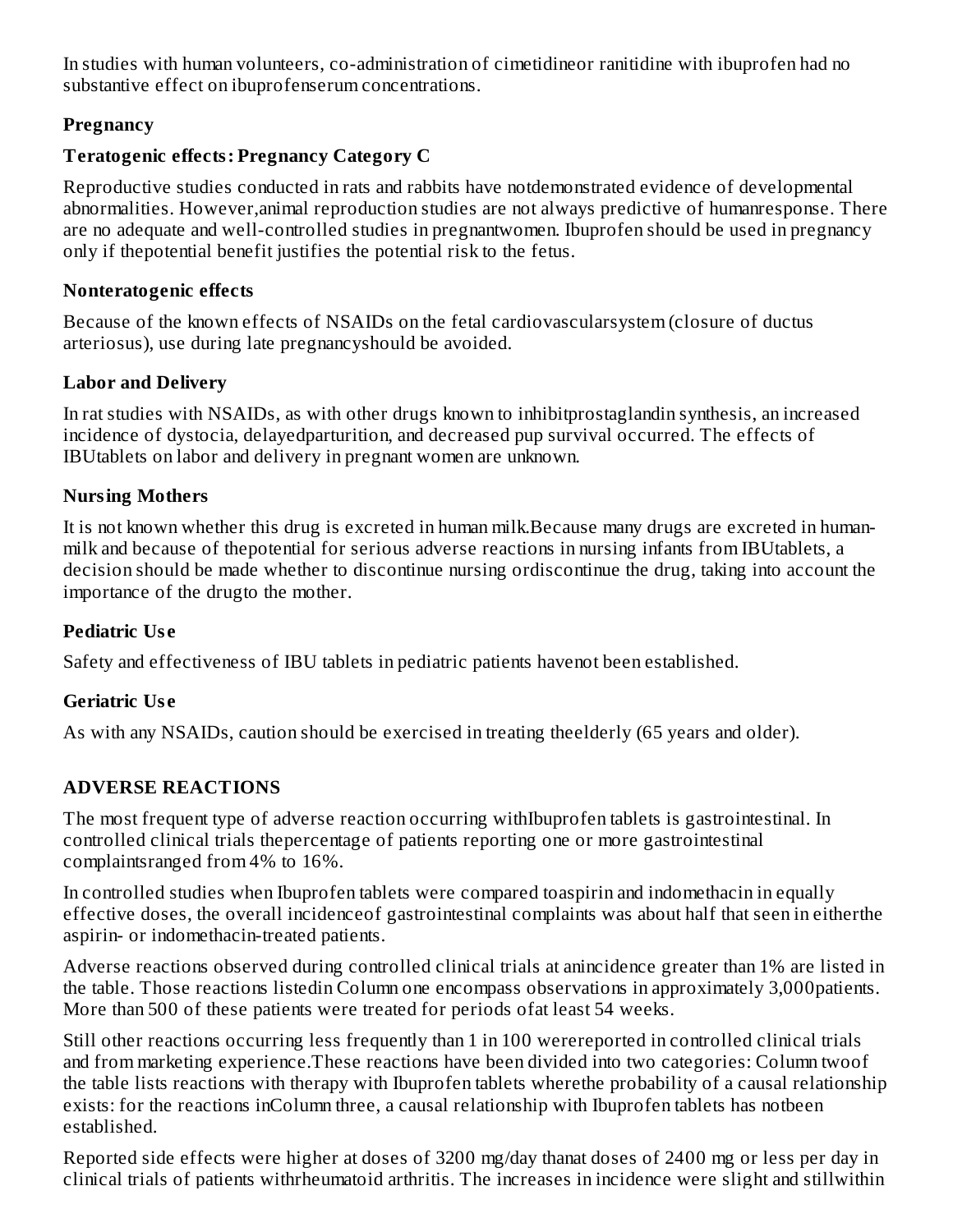In studies with human volunteers, co-administration of cimetidineor ranitidine with ibuprofen had no substantive effect on ibuprofenserum concentrations.

### Pregnancy

### Teratogenic effects: Pregnancy Category C

Reproductive studies conducted in rats and rabbits have notdemonstrated evidence of developmental abnormalities. However,animal reproduction studies are not always predictive of humanresponse. There are no adequate and well-controlled studies in pregnantwomen. Ibuprofen should be used in pregnancy only if thepotential benefit justifies the potential risk to the fetus.

### Nonteratogenic effects

Because of the known effects of NSAIDs on the fetal cardiovascularsystem (closure of ductus arteriosus), use during late pregnancyshould be avoided.

### Labor and Delivery

In rat studies with NSAIDs, as with other drugs known to inhibitprostaglandin synthesis, an increased incidence of dystocia, delayedparturition, and decreased pup survival occurred. The effects of IBUtablets on labor and delivery in pregnant women are unknown.

### Nursing Mothers

It is not known whether this drug is excreted in human milk.Because many drugs are excreted in human-milk and because of thepotential for serious adverse reactions in nursing infants from IBUtablets, a decision should be made whether to discontinue nursing ordiscontinue the drug, taking into account the importance of the drugto the mother.

### Pediatric Use

Safety and effectiveness of IBU tablets in pediatric patients havenot been established.

### Geriatric Use

As with any NSAIDs, caution should be exercised in treating theelderly (65 years and older).

## ADVERSE REACTIONS

The most frequent type of adverse reaction occurring withIbuprofen tablets is gastrointestinal. In controlled clinical trials thepercentage of patients reporting one or more gastrointestinal complaintsranged from 4% to 16%.

In controlled studies when Ibuprofen tablets were compared toaspirin and indomethacin in equally effective doses, the overall incidenceof gastrointestinal complaints was about half that seen in eitherthe aspirin- or indomethacin-treated patients.

Adverse reactions observed during controlled clinical trials at anincidence greater than 1% are listed in the table. Those reactions listedin Column one encompass observations in approximately 3,000patients. More than 500 of these patients were treated for periods ofat least 54 weeks.

Still other reactions occurring less frequently than 1 in 100 werereported in controlled clinical trials and from marketing experience.These reactions have been divided into two categories: Column twoof the table lists reactions with therapy with Ibuprofen tablets wherethe probability of a causal relationship exists: for the reactions inColumn three, a causal relationship with Ibuprofen tablets has notbeen established.

Reported side effects were higher at doses of 3200 mg/day thanat doses of 2400 mg or less per day in clinical trials of patients withrheumatoid arthritis. The increases in incidence were slight and stillwithin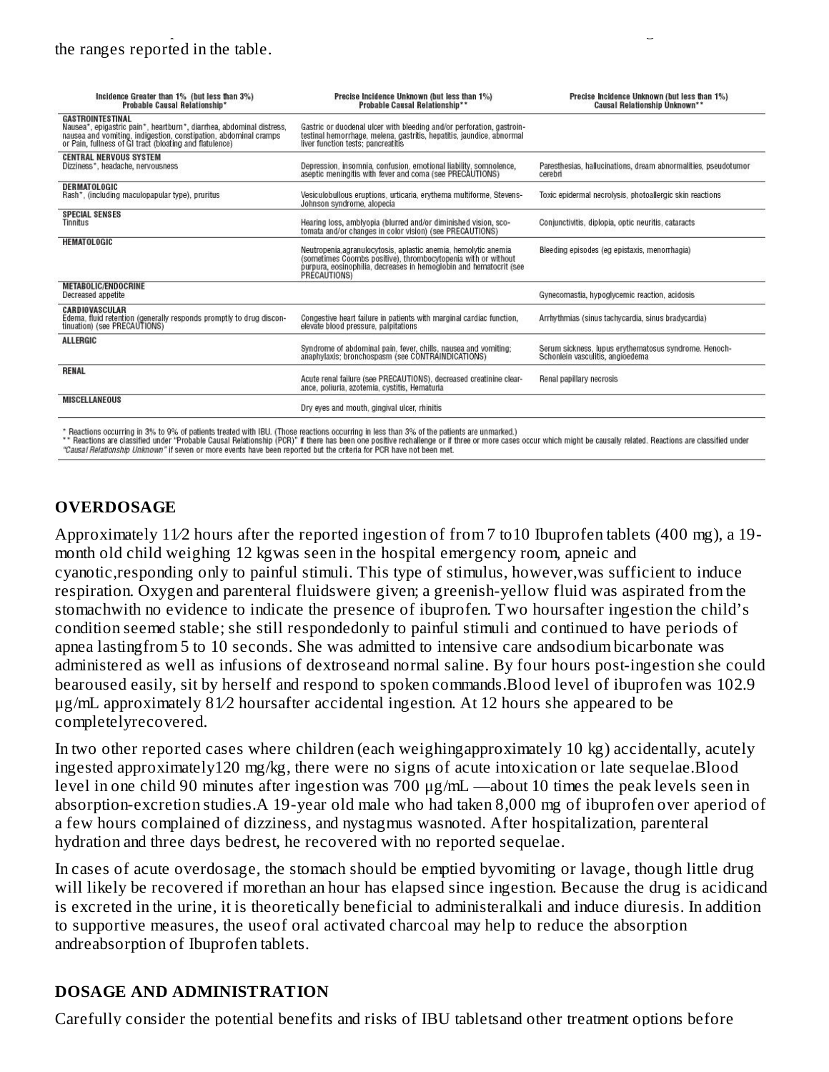the ranges reported in the table.

| Incidence Greater than 1% (but less than 3%) Probable Causal Relationship* | Precise Incidence Unknown (but less than 1%) Probable Causal Relationship** | Precise Incidence Unknown (but less than 1%) Causal Relationship Unknown** |
|---|---|---|
| **GASTROINTESTINAL** Nausea*, epigastric pain*, heartburn*, diarrhea, abdominal distress, nausea and vomiting, indigestion, constipation, abdominal cramps or Pain, fullness of GI tract (bloating and flatulence) | Gastric or duodenal ulcer with bleeding and/or perforation, gastrointestinal hemorrhage, melena, gastritis, hepatitis, jaundice, abnormal liver function tests; pancreatitis | |
| **CENTRAL NERVOUS SYSTEM** Dizziness*, headache, nervousness | Depression, insomnia, confusion, emotional liability, somnolence, aseptic meningitis with fever and coma (see PRECAUTIONS) | Paresthesias, hallucinations, dream abnormalities, pseudotumor cerebri |
| **DERMATOLOGIC** Rash*, (including maculopapular type), pruritus | Vesiculobullous eruptions, urticaria, erythema multiforme, Stevens-Johnson syndrome, alopecia | Toxic epidermal necrolysis, photoallergic skin reactions |
| **SPECIAL SENSES** Tinnitus | Hearing loss, amblyopia (blurred and/or diminished vision, scotomata and/or changes in color vision) (see PRECAUTIONS) | Conjunctivitis, diplopia, optic neuritis, cataracts |
| **HEMATOLOGIC** | Neutropenia,agranulocytosis, aplastic anemia, hemolytic anemia (sometimes Coombs positive), thrombocytopenia with or without purpura, eosinophilia, decreases in hemoglobin and hematocrit (see PRECAUTIONS) | Bleeding episodes (eg epistaxis, menorrhagia) |
| **METABOLIC/ENDOCRINE** Decreased appetite | | Gynecomastia, hypoglycemic reaction, acidosis |
| **CARDIOVASCULAR** Edema, fluid retention (generally responds promptly to drug discontinuation) (see PRECAUTIONS) | Congestive heart failure in patients with marginal cardiac function, elevate blood pressure, palpitations | Arrhythmias (sinus tachycardia, sinus bradycardia) |
| **ALLERGIC** | Syndrome of abdominal pain, fever, chills, nausea and vomiting; anaphylaxis; bronchospasm (see CONTRAINDICATIONS) | Serum sickness, lupus erythematosus syndrome. Henoch-Schonlein vasculitis, angioedema |
| **RENAL** | Acute renal failure (see PRECAUTIONS), decreased creatinine clearance, poliuria, azotemia, cystitis, Hematuria | Renal papillary necrosis |
| **MISCELLANEOUS** | Dry eyes and mouth, gingival ulcer, rhinitis | |

\* Reactions occurring in 3% to 9% of patients treated with IBU. (Those reactions occurring in less than 3% of the patients are unmarked.)
\*\* Reactions are classified under "Probable Causal Relationship (PCR)" if there has been one positive rechallenge or if three or more cases occur which might be causally related. Reactions are classified under *"Causal Relationship Unknown"* if seven or more events have been reported but the criteria for PCR have not been met.

## OVERDOSAGE

Approximately 11⁄2 hours after the reported ingestion of from 7 to10 Ibuprofen tablets (400 mg), a 19-month old child weighing 12 kgwas seen in the hospital emergency room, apneic and cyanotic,responding only to painful stimuli. This type of stimulus, however,was sufficient to induce respiration. Oxygen and parenteral fluidswere given; a greenish-yellow fluid was aspirated from the stomachwith no evidence to indicate the presence of ibuprofen. Two hoursafter ingestion the child's condition seemed stable; she still respondedonly to painful stimuli and continued to have periods of apnea lastingfrom 5 to 10 seconds. She was admitted to intensive care andsodium bicarbonate was administered as well as infusions of dextroseand normal saline. By four hours post-ingestion she could bearoused easily, sit by herself and respond to spoken commands.Blood level of ibuprofen was 102.9 µg/mL approximately 81⁄2 hoursafter accidental ingestion. At 12 hours she appeared to be completelyrecovered.

In two other reported cases where children (each weighingapproximately 10 kg) accidentally, acutely ingested approximately120 mg/kg, there were no signs of acute intoxication or late sequelae.Blood level in one child 90 minutes after ingestion was 700 µg/mL —about 10 times the peak levels seen in absorption-excretion studies.A 19-year old male who had taken 8,000 mg of ibuprofen over aperiod of a few hours complained of dizziness, and nystagmus wasnoted. After hospitalization, parenteral hydration and three days bedrest, he recovered with no reported sequelae.

In cases of acute overdosage, the stomach should be emptied byvomiting or lavage, though little drug will likely be recovered if morethan an hour has elapsed since ingestion. Because the drug is acidicand is excreted in the urine, it is theoretically beneficial to administeralkali and induce diuresis. In addition to supportive measures, the useof oral activated charcoal may help to reduce the absorption andreabsorption of Ibuprofen tablets.

## DOSAGE AND ADMINISTRATION

Carefully consider the potential benefits and risks of IBU tabletsand other treatment options before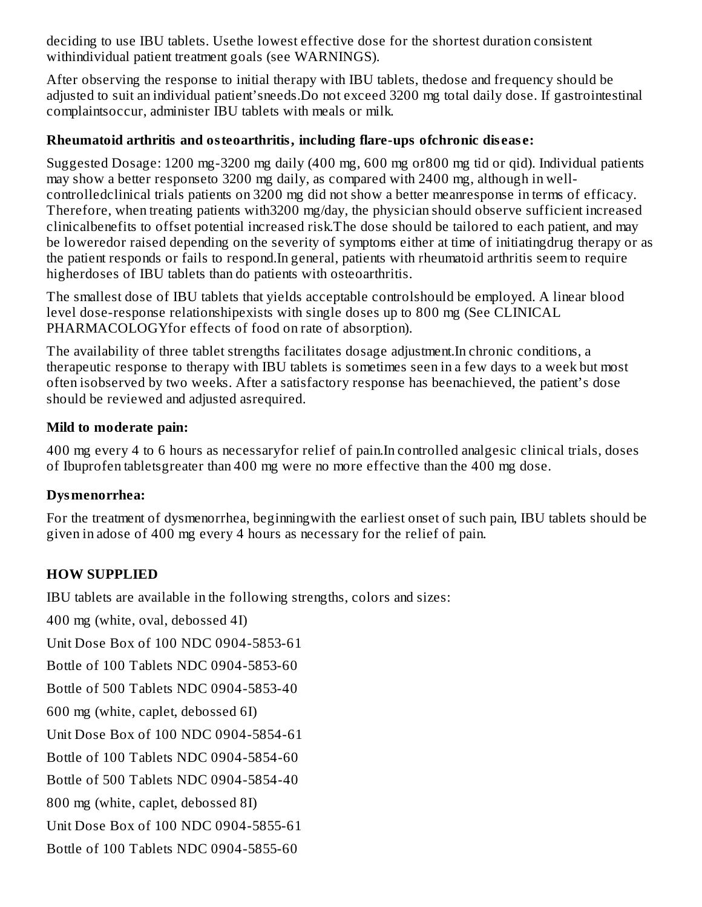deciding to use IBU tablets. Usethe lowest effective dose for the shortest duration consistent withindividual patient treatment goals (see WARNINGS).

After observing the response to initial therapy with IBU tablets, thedose and frequency should be adjusted to suit an individual patient'sneeds.Do not exceed 3200 mg total daily dose. If gastrointestinal complaintsoccur, administer IBU tablets with meals or milk.

**Rheumatoid arthritis and osteoarthritis, including flare-ups ofchronic disease:**

Suggested Dosage: 1200 mg-3200 mg daily (400 mg, 600 mg or800 mg tid or qid). Individual patients may show a better responseto 3200 mg daily, as compared with 2400 mg, although in well-controlledclinical trials patients on 3200 mg did not show a better meanresponse in terms of efficacy. Therefore, when treating patients with3200 mg/day, the physician should observe sufficient increased clinicalbenefits to offset potential increased risk.The dose should be tailored to each patient, and may be loweredor raised depending on the severity of symptoms either at time of initiatingdrug therapy or as the patient responds or fails to respond.In general, patients with rheumatoid arthritis seem to require higherdoses of IBU tablets than do patients with osteoarthritis.

The smallest dose of IBU tablets that yields acceptable controlshould be employed. A linear blood level dose-response relationshipexists with single doses up to 800 mg (See CLINICAL PHARMACOLOGYfor effects of food on rate of absorption).

The availability of three tablet strengths facilitates dosage adjustment.In chronic conditions, a therapeutic response to therapy with IBU tablets is sometimes seen in a few days to a week but most often isobserved by two weeks. After a satisfactory response has beenachieved, the patient's dose should be reviewed and adjusted asrequired.

**Mild to moderate pain:**

400 mg every 4 to 6 hours as necessaryfor relief of pain.In controlled analgesic clinical trials, doses of Ibuprofen tabletsgreater than 400 mg were no more effective than the 400 mg dose.

**Dysmenorrhea:**

For the treatment of dysmenorrhea, beginningwith the earliest onset of such pain, IBU tablets should be given in adose of 400 mg every 4 hours as necessary for the relief of pain.

## HOW SUPPLIED

IBU tablets are available in the following strengths, colors and sizes:

400 mg (white, oval, debossed 4I)

Unit Dose Box of 100 NDC 0904-5853-61

Bottle of 100 Tablets NDC 0904-5853-60

Bottle of 500 Tablets NDC 0904-5853-40

600 mg (white, caplet, debossed 6I)

Unit Dose Box of 100 NDC 0904-5854-61

Bottle of 100 Tablets NDC 0904-5854-60

Bottle of 500 Tablets NDC 0904-5854-40

800 mg (white, caplet, debossed 8I)

Unit Dose Box of 100 NDC 0904-5855-61

Bottle of 100 Tablets NDC 0904-5855-60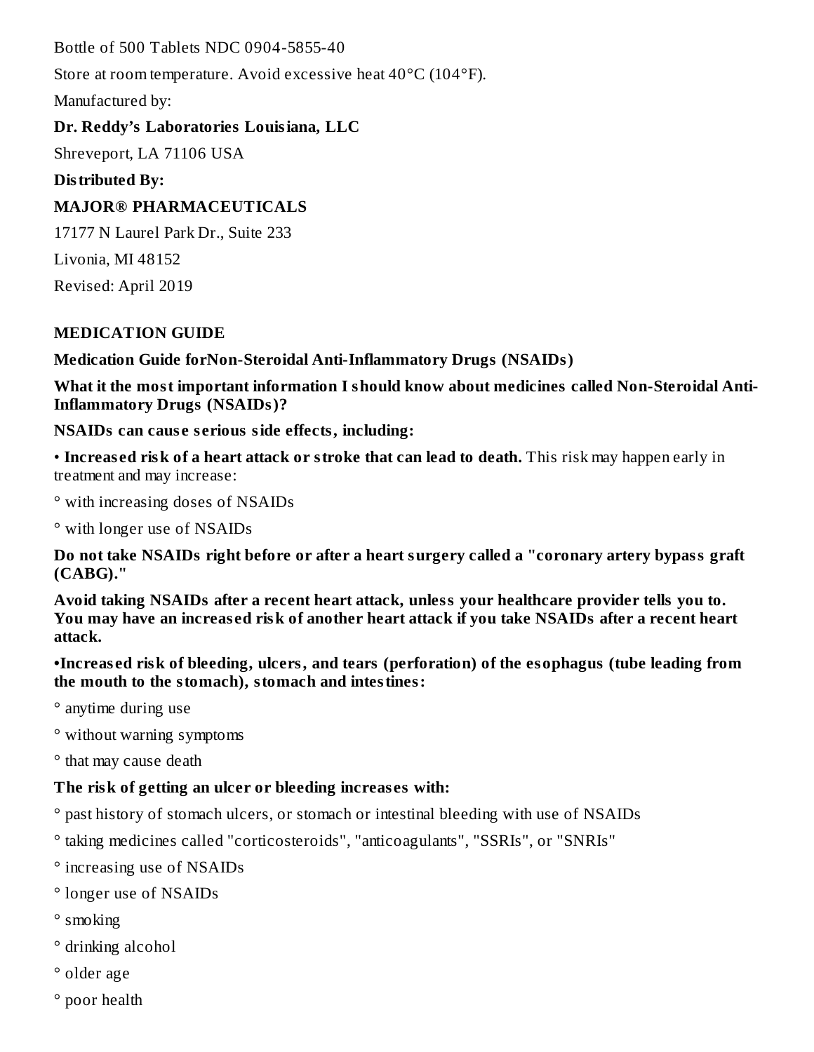Bottle of 500 Tablets NDC 0904-5855-40

Store at room temperature. Avoid excessive heat 40°C (104°F).

Manufactured by:

**Dr. Reddy's Laboratories Louisiana, LLC**

Shreveport, LA 71106 USA

**Distributed By:**

**MAJOR® PHARMACEUTICALS**

17177 N Laurel Park Dr., Suite 233

Livonia, MI 48152

Revised: April 2019

## MEDICATION GUIDE

**Medication Guide forNon-Steroidal Anti-Inflammatory Drugs (NSAIDs)**

**What it the most important information I should know about medicines called Non-Steroidal Anti-Inflammatory Drugs (NSAIDs)?**

**NSAIDs can cause serious side effects, including:**

• **Increased risk of a heart attack or stroke that can lead to death.** This risk may happen early in treatment and may increase:

° with increasing doses of NSAIDs

° with longer use of NSAIDs

**Do not take NSAIDs right before or after a heart surgery called a "coronary artery bypass graft (CABG)."**

**Avoid taking NSAIDs after a recent heart attack, unless your healthcare provider tells you to. You may have an increased risk of another heart attack if you take NSAIDs after a recent heart attack.**

**•Increased risk of bleeding, ulcers, and tears (perforation) of the esophagus (tube leading from the mouth to the stomach), stomach and intestines:**

° anytime during use

° without warning symptoms

° that may cause death

**The risk of getting an ulcer or bleeding increases with:**

° past history of stomach ulcers, or stomach or intestinal bleeding with use of NSAIDs

° taking medicines called "corticosteroids", "anticoagulants", "SSRIs", or "SNRIs"

° increasing use of NSAIDs

° longer use of NSAIDs

° smoking

° drinking alcohol

° older age

° poor health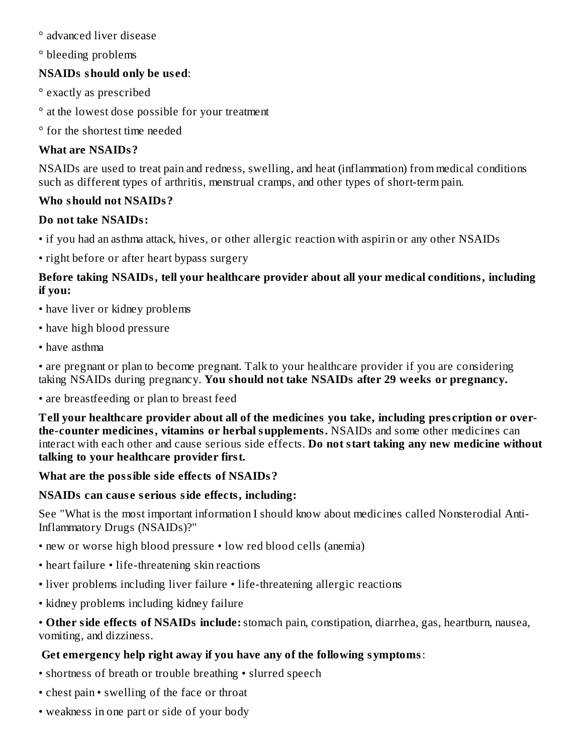° advanced liver disease

° bleeding problems

**NSAIDs should only be used**:

° exactly as prescribed

° at the lowest dose possible for your treatment

° for the shortest time needed

**What are NSAIDs?**

NSAIDs are used to treat pain and redness, swelling, and heat (inflammation) from medical conditions such as different types of arthritis, menstrual cramps, and other types of short-term pain.

**Who should not NSAIDs?**

**Do not take NSAIDs:**

- if you had an asthma attack, hives, or other allergic reaction with aspirin or any other NSAIDs
- right before or after heart bypass surgery

**Before taking NSAIDs, tell your healthcare provider about all your medical conditions, including if you:**

- have liver or kidney problems
- have high blood pressure
- have asthma
- are pregnant or plan to become pregnant. Talk to your healthcare provider if you are considering taking NSAIDs during pregnancy. **You should not take NSAIDs after 29 weeks or pregnancy.**
- are breastfeeding or plan to breast feed

**Tell your healthcare provider about all of the medicines you take, including prescription or over-the-counter medicines, vitamins or herbal supplements.** NSAIDs and some other medicines can interact with each other and cause serious side effects. **Do not start taking any new medicine without talking to your healthcare provider first.**

**What are the possible side effects of NSAIDs?**

**NSAIDs can cause serious side effects, including:**

See "What is the most important information I should know about medicines called Nonsterodial Anti-Inflammatory Drugs (NSAIDs)?"

- new or worse high blood pressure • low red blood cells (anemia)
- heart failure • life-threatening skin reactions
- liver problems including liver failure • life-threatening allergic reactions
- kidney problems including kidney failure
- **Other side effects of NSAIDs include:** stomach pain, constipation, diarrhea, gas, heartburn, nausea, vomiting, and dizziness.

**Get emergency help right away if you have any of the following symptoms**:

- shortness of breath or trouble breathing • slurred speech
- chest pain • swelling of the face or throat
- weakness in one part or side of your body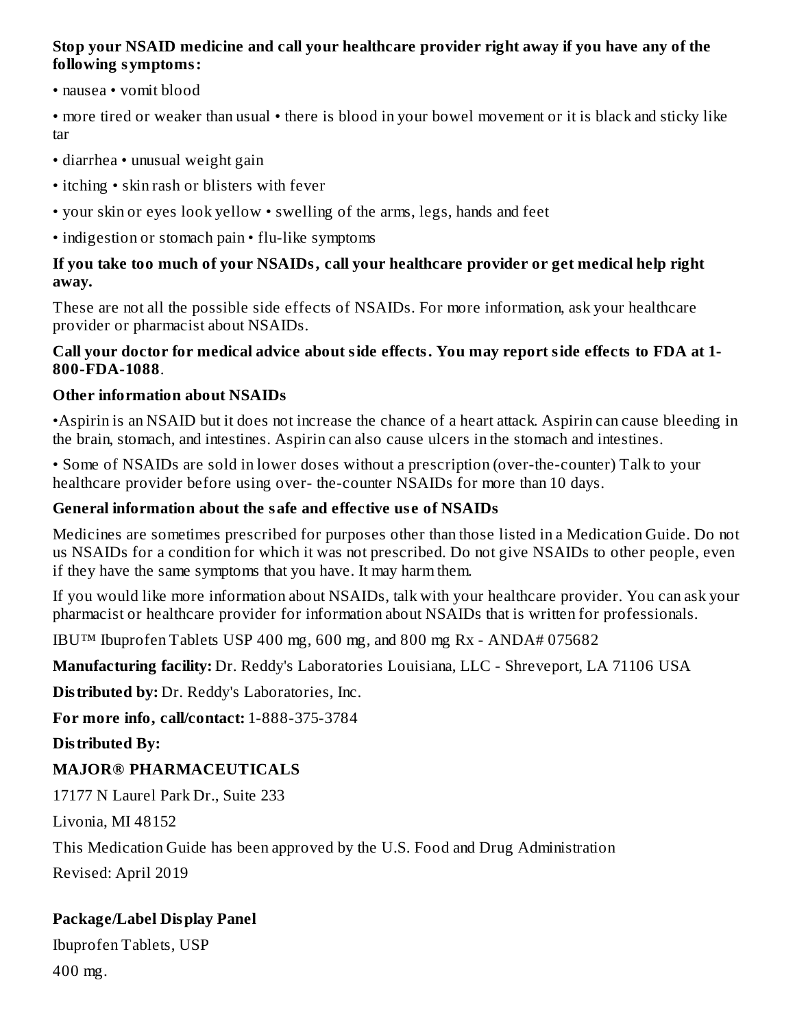**Stop your NSAID medicine and call your healthcare provider right away if you have any of the following symptoms:**

• nausea • vomit blood

• more tired or weaker than usual • there is blood in your bowel movement or it is black and sticky like tar

• diarrhea • unusual weight gain

• itching • skin rash or blisters with fever

• your skin or eyes look yellow • swelling of the arms, legs, hands and feet

• indigestion or stomach pain • flu-like symptoms

**If you take too much of your NSAIDs, call your healthcare provider or get medical help right away.**

These are not all the possible side effects of NSAIDs. For more information, ask your healthcare provider or pharmacist about NSAIDs.

**Call your doctor for medical advice about side effects. You may report side effects to FDA at 1-800-FDA-1088**.

**Other information about NSAIDs**

•Aspirin is an NSAID but it does not increase the chance of a heart attack. Aspirin can cause bleeding in the brain, stomach, and intestines. Aspirin can also cause ulcers in the stomach and intestines.

• Some of NSAIDs are sold in lower doses without a prescription (over-the-counter) Talk to your healthcare provider before using over- the-counter NSAIDs for more than 10 days.

**General information about the safe and effective use of NSAIDs**

Medicines are sometimes prescribed for purposes other than those listed in a Medication Guide. Do not us NSAIDs for a condition for which it was not prescribed. Do not give NSAIDs to other people, even if they have the same symptoms that you have. It may harm them.

If you would like more information about NSAIDs, talk with your healthcare provider. You can ask your pharmacist or healthcare provider for information about NSAIDs that is written for professionals.

IBU™ Ibuprofen Tablets USP 400 mg, 600 mg, and 800 mg Rx - ANDA# 075682

**Manufacturing facility:** Dr. Reddy's Laboratories Louisiana, LLC - Shreveport, LA 71106 USA

**Distributed by:** Dr. Reddy's Laboratories, Inc.

**For more info, call/contact:** 1-888-375-3784

**Distributed By:**

**MAJOR® PHARMACEUTICALS**

17177 N Laurel Park Dr., Suite 233

Livonia, MI 48152

This Medication Guide has been approved by the U.S. Food and Drug Administration

Revised: April 2019

**Package/Label Display Panel**

Ibuprofen Tablets, USP

400 mg.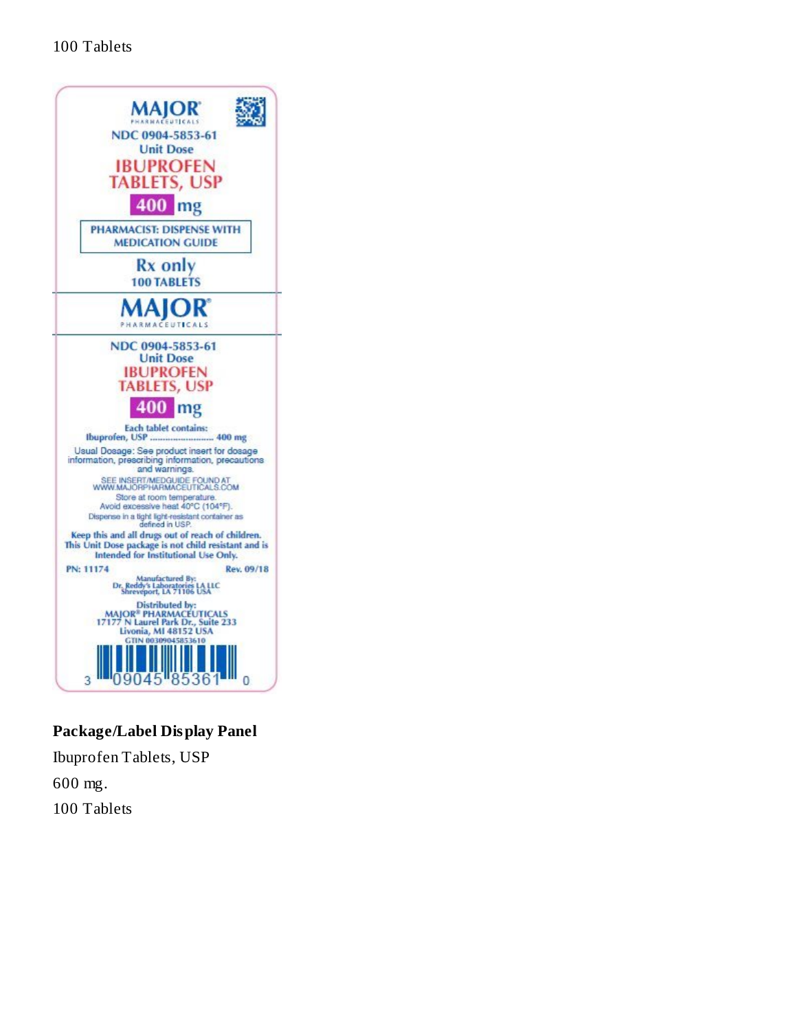100 Tablets

MAJOR®
PHARMACEUTICALS

NDC 0904-5853-61
Unit Dose

IBUPROFEN
TABLETS, USP

400 mg

PHARMACIST: DISPENSE WITH MEDICATION GUIDE

Rx only
100 TABLETS

MAJOR®
PHARMACEUTICALS

NDC 0904-5853-61
Unit Dose

IBUPROFEN
TABLETS, USP

400 mg

Each tablet contains:
Ibuprofen, USP .......................... 400 mg

Usual Dosage: See product insert for dosage information, prescribing information, precautions and warnings.

SEE INSERT/MEDGUIDE FOUND AT WWW.MAJORPHARMACEUTICALS.COM

Store at room temperature.
Avoid excessive heat 40°C (104°F).
Dispense in a tight light-resistant container as defined in USP.

Keep this and all drugs out of reach of children.
This Unit Dose package is not child resistant and is Intended for Institutional Use Only.

PN: 11174 Rev. 09/18

Manufactured By:
Dr. Reddy's Laboratories LA LLC
Shreveport, LA 71106 USA

Distributed by:
MAJOR® PHARMACEUTICALS
17177 N Laurel Park Dr., Suite 233
Livonia, MI 48152 USA
GTIN 00309045853610

3 09045 85361 0

**Package/Label Display Panel**

Ibuprofen Tablets, USP

600 mg.

100 Tablets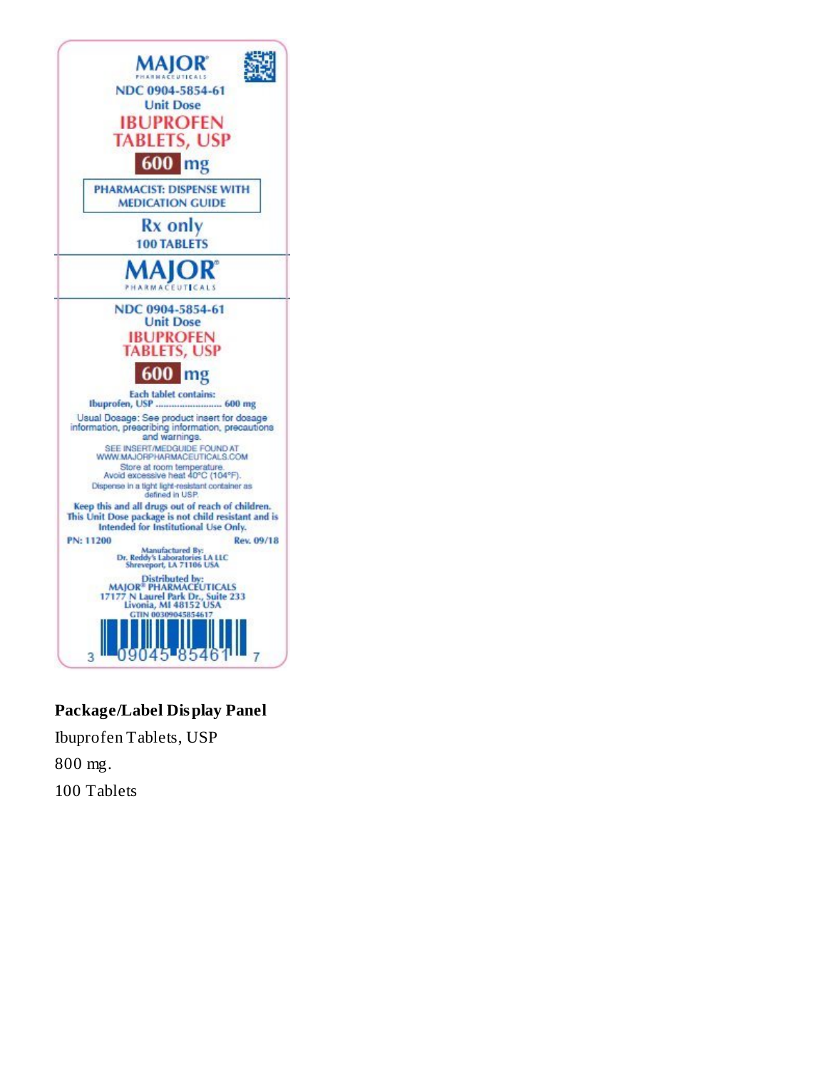MAJOR
PHARMACEUTICALS

NDC 0904-5854-61
Unit Dose

**IBUPROFEN TABLETS, USP**

**600 mg**

PHARMACIST: DISPENSE WITH MEDICATION GUIDE

Rx only

100 TABLETS

MAJOR
PHARMACEUTICALS

NDC 0904-5854-61
Unit Dose

**IBUPROFEN TABLETS, USP**

**600 mg**

Each tablet contains:
Ibuprofen, USP .......................... 600 mg

Usual Dosage: See product insert for dosage information, prescribing information, precautions and warnings.

SEE INSERT/MEDGUIDE FOUND AT WWW.MAJORPHARMACEUTICALS.COM

Store at room temperature.
Avoid excessive heat 40°C (104°F).

Dispense in a tight light-resistant container as defined in USP.

**Keep this and all drugs out of reach of children. This Unit Dose package is not child resistant and is Intended for Institutional Use Only.**

PN: 11200 Rev. 09/18

Manufactured By:
Dr. Reddy's Laboratories LA LLC
Shreveport, LA 71106 USA

Distributed by:
MAJOR® PHARMACEUTICALS
17177 N Laurel Park Dr., Suite 233
Livonia, MI 48152 USA
GTIN 00309045854617

3 09045 85461 7

**Package/Label Display Panel**

Ibuprofen Tablets, USP

800 mg.

100 Tablets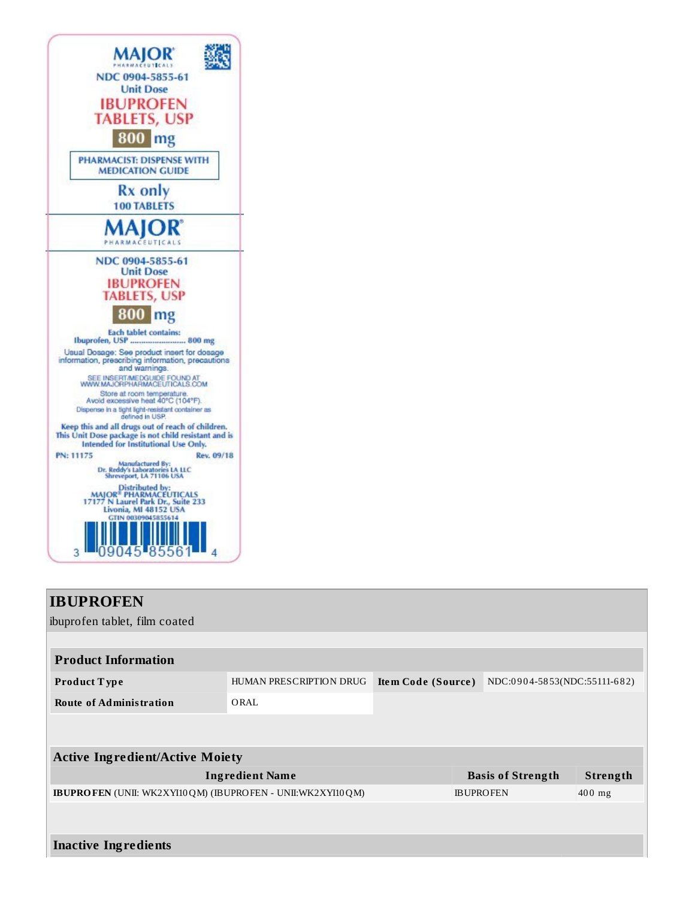MAJOR® PHARMACEUTICALS

NDC 0904-5855-61
Unit Dose

**IBUPROFEN TABLETS, USP**

**800 mg**

PHARMACIST: DISPENSE WITH MEDICATION GUIDE

Rx only

100 TABLETS

MAJOR® PHARMACEUTICALS

NDC 0904-5855-61
Unit Dose

**IBUPROFEN TABLETS, USP**

**800 mg**

Each tablet contains:
Ibuprofen, USP .......................... 800 mg

Usual Dosage: See product insert for dosage information, prescribing information, precautions and warnings.

SEE INSERT/MEDGUIDE FOUND AT WWW.MAJORPHARMACEUTICALS.COM

Store at room temperature.
Avoid excessive heat 40°C (104°F).

Dispense in a tight light-resistant container as defined in USP.

Keep this and all drugs out of reach of children.
This Unit Dose package is not child resistant and is Intended for Institutional Use Only.

PN: 11175 Rev. 09/18

Manufactured By:
Dr. Reddy's Laboratories LA LLC
Shreveport, LA 71106 USA

Distributed by:
MAJOR® PHARMACEUTICALS
17177 N Laurel Park Dr., Suite 233
Livonia, MI 48152 USA
GTIN 00309045855614

3 09045 85561 4

# IBUPROFEN

ibuprofen tablet, film coated

| Product Information | | | |
|---|---|---|---|
| **Product Type** | HUMAN PRESCRIPTION DRUG | **Item Code (Source)** | NDC:0904-5853(NDC:55111-682) |
| **Route of Administration** | ORAL | | |

| Active Ingredient/Active Moiety | | |
|---|---|---|
| **Ingredient Name** | **Basis of Strength** | **Strength** |
| **IBUPROFEN** (UNII: WK2XYI10QM) (IBUPROFEN - UNII:WK2XYI10QM) | IBUPROFEN | 400 mg |

**Inactive Ingredients**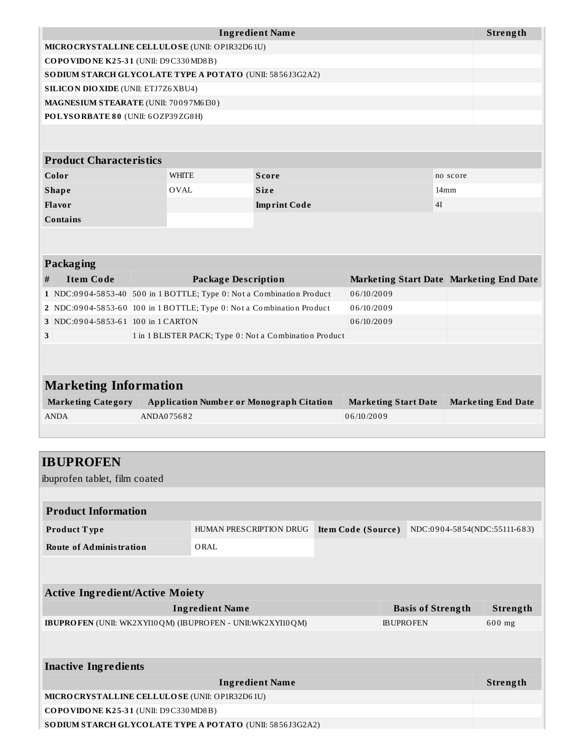| Ingredient Name | Strength |
|---|---|
| **MICROCRYSTALLINE CELLULOSE** (UNII: OP1R32D61U) | |
| **COPOVIDONE K25-31** (UNII: D9C330MD8B) | |
| **SODIUM STARCH GLYCOLATE TYPE A POTATO** (UNII: 5856J3G2A2) | |
| **SILICON DIOXIDE** (UNII: ETJ7Z6XBU4) | |
| **MAGNESIUM STEARATE** (UNII: 70097M6I30) | |
| **POLYSORBATE 80** (UNII: 6OZP39ZG8H) | |

| Product Characteristics | | | |
|---|---|---|---|
| **Color** | WHITE | **Score** | no score |
| **Shape** | OVAL | **Size** | 14mm |
| **Flavor** | | **Imprint Code** | 4I |
| **Contains** | | | |

## Packaging

| # | Item Code | Package Description | Marketing Start Date | Marketing End Date |
|---|---|---|---|---|
| 1 | NDC:0904-5853-40 | 500 in 1 BOTTLE; Type 0: Not a Combination Product | 06/10/2009 | |
| 2 | NDC:0904-5853-60 | 100 in 1 BOTTLE; Type 0: Not a Combination Product | 06/10/2009 | |
| 3 | NDC:0904-5853-61 | 100 in 1 CARTON | 06/10/2009 | |
| 3 | | 1 in 1 BLISTER PACK; Type 0: Not a Combination Product | | |

## Marketing Information

| Marketing Category | Application Number or Monograph Citation | Marketing Start Date | Marketing End Date |
|---|---|---|---|
| ANDA | ANDA075682 | 06/10/2009 | |

# IBUPROFEN

ibuprofen tablet, film coated

## Product Information

| | | | |
|---|---|---|---|
| **Product Type** | HUMAN PRESCRIPTION DRUG | **Item Code (Source)** | NDC:0904-5854(NDC:55111-683) |
| **Route of Administration** | ORAL | | |

## Active Ingredient/Active Moiety

| Ingredient Name | Basis of Strength | Strength |
|---|---|---|
| **IBUPROFEN** (UNII: WK2XYI10QM) (IBUPROFEN - UNII:WK2XYI10QM) | IBUPROFEN | 600 mg |

## Inactive Ingredients

| Ingredient Name | Strength |
|---|---|
| **MICROCRYSTALLINE CELLULOSE** (UNII: OP1R32D61U) | |
| **COPOVIDONE K25-31** (UNII: D9C330MD8B) | |
| **SODIUM STARCH GLYCOLATE TYPE A POTATO** (UNII: 5856J3G2A2) | |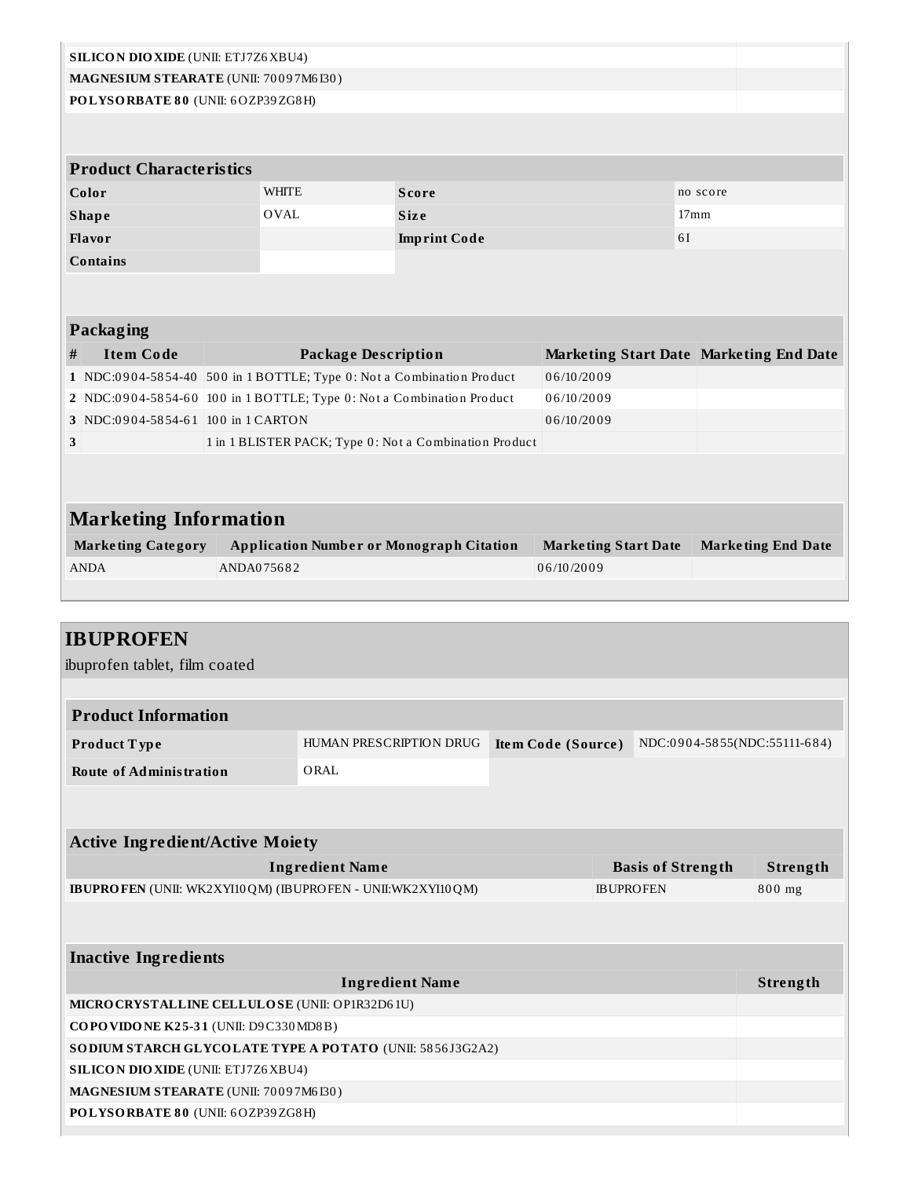| Ingredient Name | Strength |
| --- | --- |
| **SILICON DIOXIDE** (UNII: ETJ7Z6XBU4) | |
| **MAGNESIUM STEARATE** (UNII: 70097M6I30) | |
| **POLYSORBATE 80** (UNII: 6OZP39ZG8H) | |

| Product Characteristics | | | |
| --- | --- | --- | --- |
| **Color** | WHITE | **Score** | no score |
| **Shape** | OVAL | **Size** | 17mm |
| **Flavor** | | **Imprint Code** | 6I |
| **Contains** | | | |

**Packaging**

| # | Item Code | Package Description | Marketing Start Date | Marketing End Date |
| --- | --- | --- | --- | --- |
| 1 | NDC:0904-5854-40 | 500 in 1 BOTTLE; Type 0: Not a Combination Product | 06/10/2009 | |
| 2 | NDC:0904-5854-60 | 100 in 1 BOTTLE; Type 0: Not a Combination Product | 06/10/2009 | |
| 3 | NDC:0904-5854-61 | 100 in 1 CARTON | 06/10/2009 | |
| 3 | | 1 in 1 BLISTER PACK; Type 0: Not a Combination Product | | |

## Marketing Information

| Marketing Category | Application Number or Monograph Citation | Marketing Start Date | Marketing End Date |
| --- | --- | --- | --- |
| ANDA | ANDA075682 | 06/10/2009 | |

# IBUPROFEN

ibuprofen tablet, film coated

| Product Information | | | |
| --- | --- | --- | --- |
| **Product Type** | HUMAN PRESCRIPTION DRUG | **Item Code (Source)** | NDC:0904-5855(NDC:55111-684) |
| **Route of Administration** | ORAL | | |

**Active Ingredient/Active Moiety**

| Ingredient Name | Basis of Strength | Strength |
| --- | --- | --- |
| **IBUPROFEN** (UNII: WK2XYI10QM) (IBUPROFEN - UNII:WK2XYI10QM) | IBUPROFEN | 800 mg |

**Inactive Ingredients**

| Ingredient Name | Strength |
| --- | --- |
| **MICROCRYSTALLINE CELLULOSE** (UNII: OP1R32D61U) | |
| **COPOVIDONE K25-31** (UNII: D9C330MD8B) | |
| **SODIUM STARCH GLYCOLATE TYPE A POTATO** (UNII: 5856J3G2A2) | |
| **SILICON DIOXIDE** (UNII: ETJ7Z6XBU4) | |
| **MAGNESIUM STEARATE** (UNII: 70097M6I30) | |
| **POLYSORBATE 80** (UNII: 6OZP39ZG8H) | |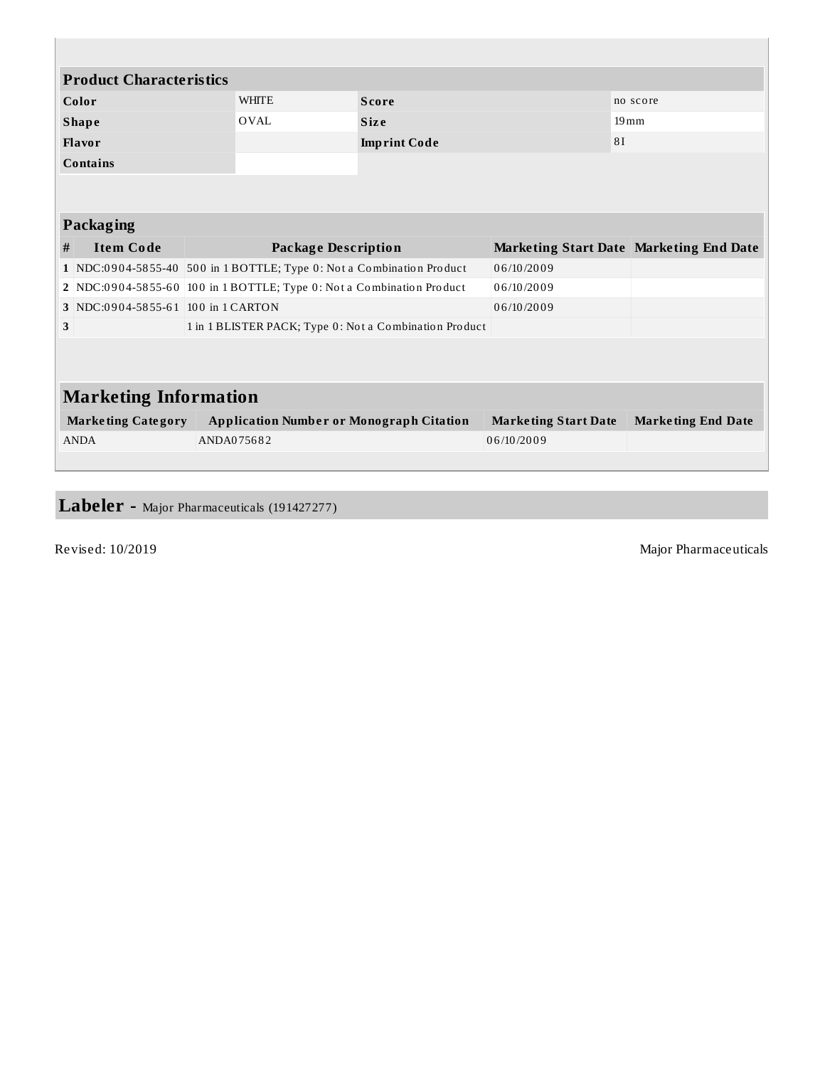| Product Characteristics | | | |
| --- | --- | --- | --- |
| **Color** | WHITE | **Score** | no score |
| **Shape** | OVAL | **Size** | 19mm |
| **Flavor** | | **Imprint Code** | 8I |
| **Contains** | | | |

| Packaging | | | | |
| --- | --- | --- | --- | --- |
| **#** | **Item Code** | **Package Description** | **Marketing Start Date** | **Marketing End Date** |
| **1** | NDC:0904-5855-40 | 500 in 1 BOTTLE; Type 0: Not a Combination Product | 06/10/2009 | |
| **2** | NDC:0904-5855-60 | 100 in 1 BOTTLE; Type 0: Not a Combination Product | 06/10/2009 | |
| **3** | NDC:0904-5855-61 | 100 in 1 CARTON | 06/10/2009 | |
| **3** | | 1 in 1 BLISTER PACK; Type 0: Not a Combination Product | | |

## Marketing Information

| Marketing Category | Application Number or Monograph Citation | Marketing Start Date | Marketing End Date |
| --- | --- | --- | --- |
| ANDA | ANDA075682 | 06/10/2009 | |

**Labeler -** Major Pharmaceuticals (191427277)

Revised: 10/2019

Major Pharmaceuticals